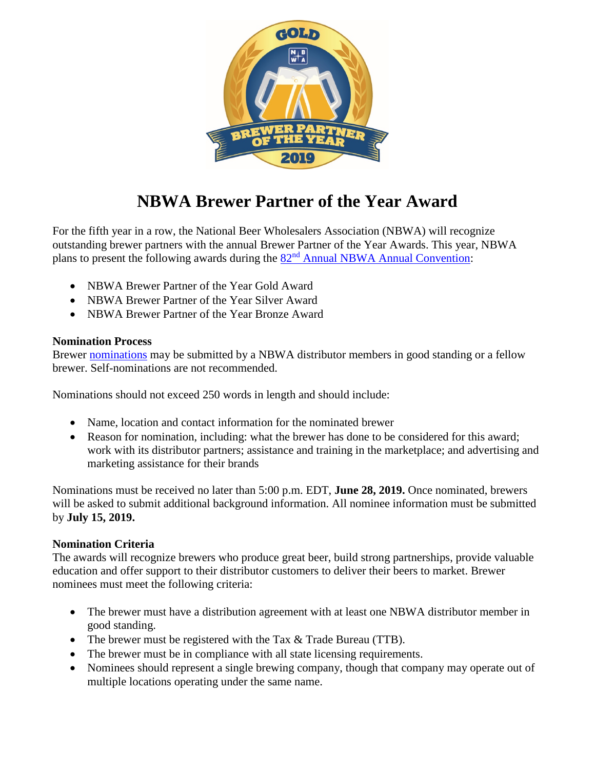# NBWA Brewer Partner of the Year Award

For the fifth year in a row, the National Beer Wholesalers Association (NBWA) will recognize outstanding brewer partners with the annual Brewer Partner of the Year Awards. This year, NBWA plans to present the following awards during the 82nd Annual NBWA Annual Convention:

- NBWA Brewer Partner of the Year Gold Award
- NBWA Brewer Partner of the Year Silver Award
- NBWA Brewer Partner of the Year Bronze Award

**Nomination Process**
Brewer nominations may be submitted by a NBWA distributor members in good standing or a fellow brewer. Self-nominations are not recommended.

Nominations should not exceed 250 words in length and should include:

- Name, location and contact information for the nominated brewer
- Reason for nomination, including: what the brewer has done to be considered for this award; work with its distributor partners; assistance and training in the marketplace; and advertising and marketing assistance for their brands

Nominations must be received no later than 5:00 p.m. EDT, **June 28, 2019.** Once nominated, brewers will be asked to submit additional background information. All nominee information must be submitted by **July 15, 2019.**

**Nomination Criteria**
The awards will recognize brewers who produce great beer, build strong partnerships, provide valuable education and offer support to their distributor customers to deliver their beers to market. Brewer nominees must meet the following criteria:

- The brewer must have a distribution agreement with at least one NBWA distributor member in good standing.
- The brewer must be registered with the Tax & Trade Bureau (TTB).
- The brewer must be in compliance with all state licensing requirements.
- Nominees should represent a single brewing company, though that company may operate out of multiple locations operating under the same name.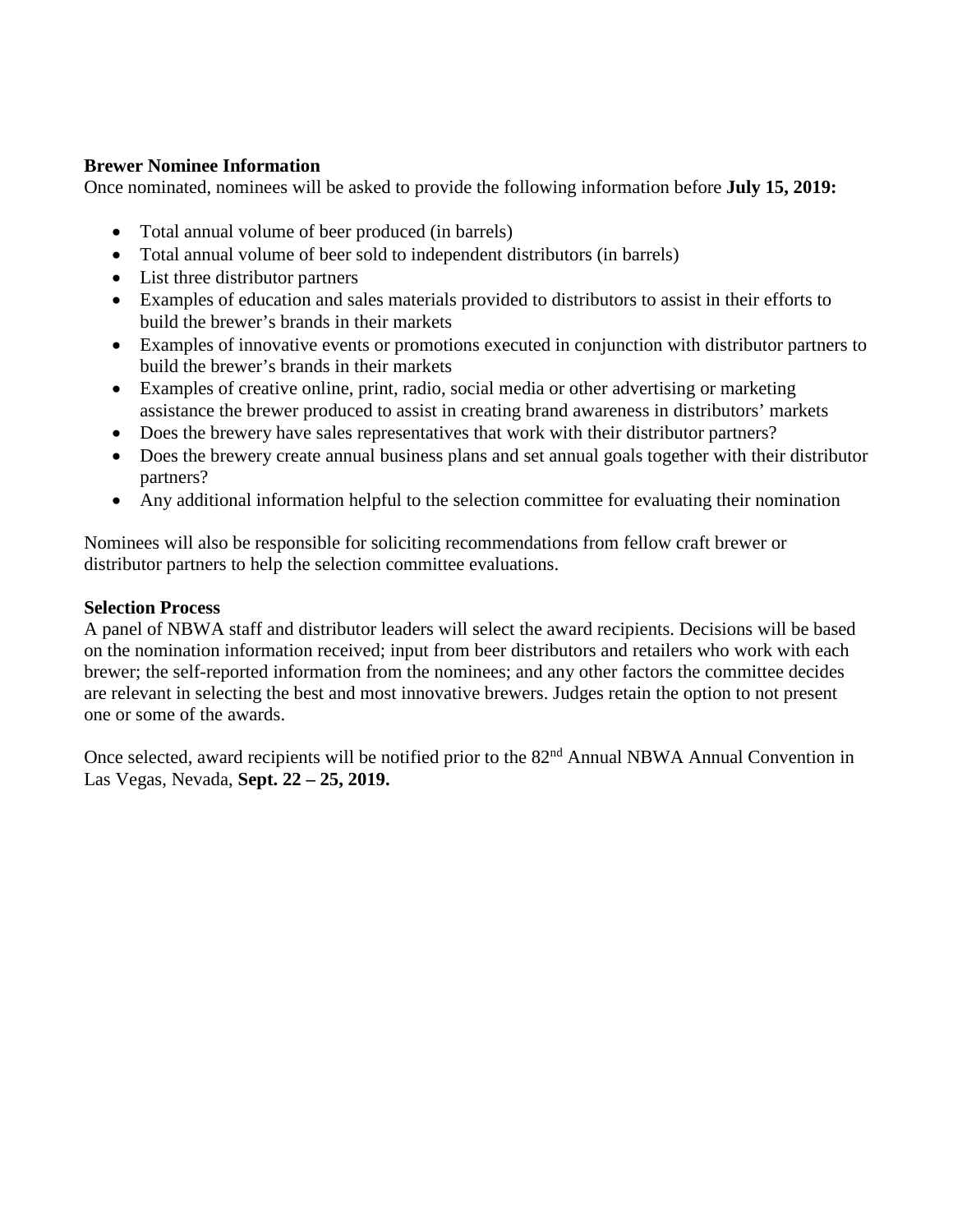**Brewer Nominee Information**
Once nominated, nominees will be asked to provide the following information before **July 15, 2019:**

- Total annual volume of beer produced (in barrels)
- Total annual volume of beer sold to independent distributors (in barrels)
- List three distributor partners
- Examples of education and sales materials provided to distributors to assist in their efforts to build the brewer's brands in their markets
- Examples of innovative events or promotions executed in conjunction with distributor partners to build the brewer's brands in their markets
- Examples of creative online, print, radio, social media or other advertising or marketing assistance the brewer produced to assist in creating brand awareness in distributors' markets
- Does the brewery have sales representatives that work with their distributor partners?
- Does the brewery create annual business plans and set annual goals together with their distributor partners?
- Any additional information helpful to the selection committee for evaluating their nomination

Nominees will also be responsible for soliciting recommendations from fellow craft brewer or distributor partners to help the selection committee evaluations.

**Selection Process**
A panel of NBWA staff and distributor leaders will select the award recipients. Decisions will be based on the nomination information received; input from beer distributors and retailers who work with each brewer; the self-reported information from the nominees; and any other factors the committee decides are relevant in selecting the best and most innovative brewers. Judges retain the option to not present one or some of the awards.

Once selected, award recipients will be notified prior to the 82nd Annual NBWA Annual Convention in Las Vegas, Nevada, **Sept. 22 – 25, 2019.**